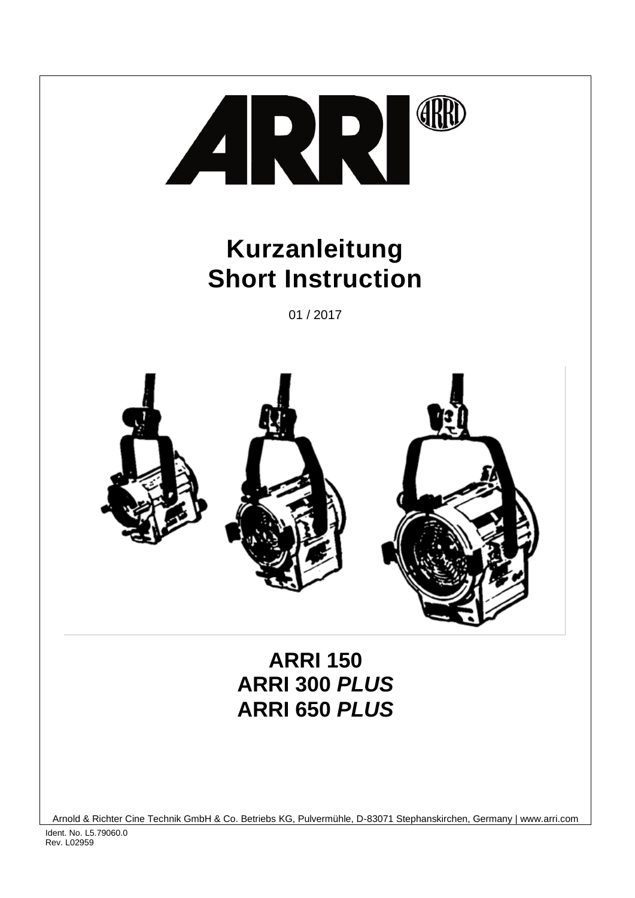# Kurzanleitung
# Short Instruction

01 / 2017

## ARRI 150
## ARRI 300 *PLUS*
## ARRI 650 *PLUS*

Arnold & Richter Cine Technik GmbH & Co. Betriebs KG, Pulvermühle, D-83071 Stephanskirchen, Germany | www.arri.com

Ident. No. L5.79060.0
Rev. L02959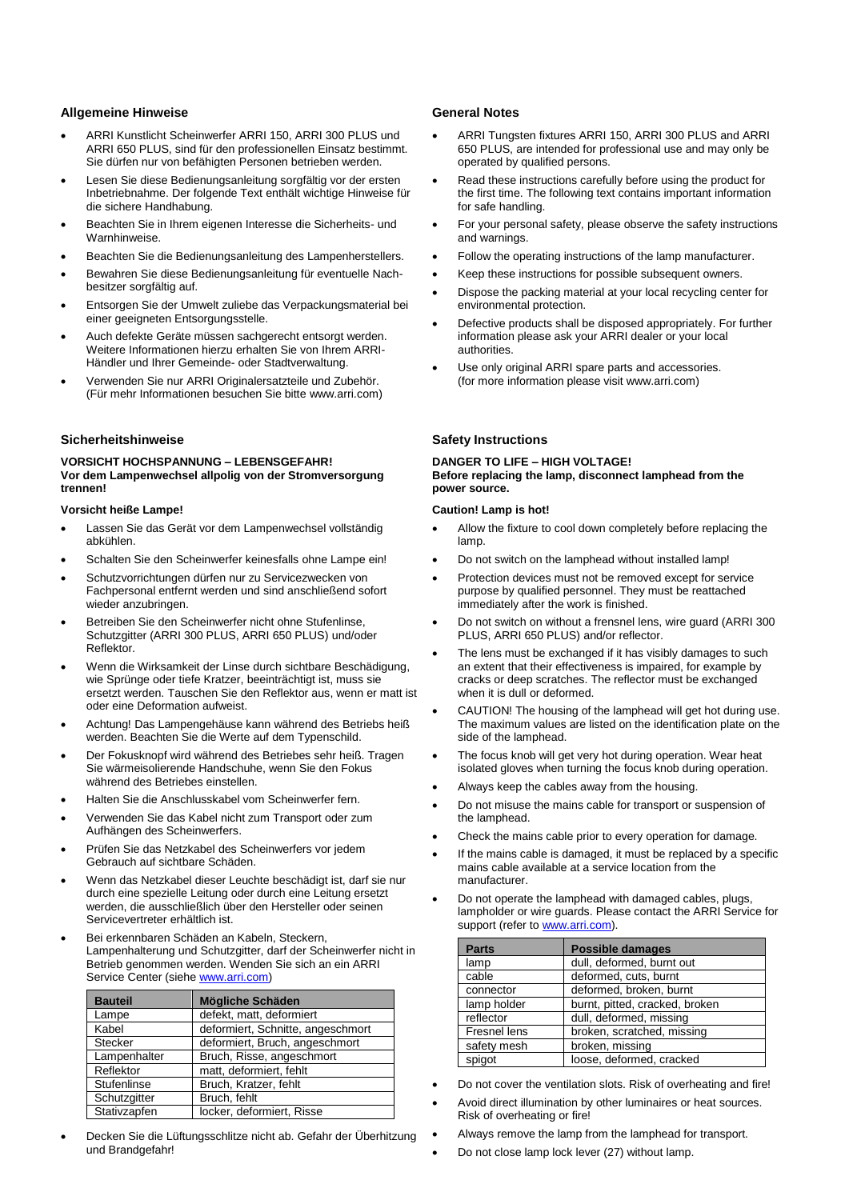## Allgemeine Hinweise

- ARRI Kunstlicht Scheinwerfer ARRI 150, ARRI 300 PLUS und ARRI 650 PLUS, sind für den professionellen Einsatz bestimmt. Sie dürfen nur von befähigten Personen betrieben werden.
- Lesen Sie diese Bedienungsanleitung sorgfältig vor der ersten Inbetriebnahme. Der folgende Text enthält wichtige Hinweise für die sichere Handhabung.
- Beachten Sie in Ihrem eigenen Interesse die Sicherheits- und Warnhinweise.
- Beachten Sie die Bedienungsanleitung des Lampenherstellers.
- Bewahren Sie diese Bedienungsanleitung für eventuelle Nachbesitzer sorgfältig auf.
- Entsorgen Sie der Umwelt zuliebe das Verpackungsmaterial bei einer geeigneten Entsorgungsstelle.
- Auch defekte Geräte müssen sachgerecht entsorgt werden. Weitere Informationen hierzu erhalten Sie von Ihrem ARRI-Händler und Ihrer Gemeinde- oder Stadtverwaltung.
- Verwenden Sie nur ARRI Originalersatzteile und Zubehör. (Für mehr Informationen besuchen Sie bitte www.arri.com)

## Sicherheitshinweise

**VORSICHT HOCHSPANNUNG – LEBENSGEFAHR!**
**Vor dem Lampenwechsel allpolig von der Stromversorgung trennen!**

**Vorsicht heiße Lampe!**

- Lassen Sie das Gerät vor dem Lampenwechsel vollständig abkühlen.
- Schalten Sie den Scheinwerfer keinesfalls ohne Lampe ein!
- Schutzvorrichtungen dürfen nur zu Servicezwecken von Fachpersonal entfernt werden und sind anschließend sofort wieder anzubringen.
- Betreiben Sie den Scheinwerfer nicht ohne Stufenlinse, Schutzgitter (ARRI 300 PLUS, ARRI 650 PLUS) und/oder Reflektor.
- Wenn die Wirksamkeit der Linse durch sichtbare Beschädigung, wie Sprünge oder tiefe Kratzer, beeinträchtigt ist, muss sie ersetzt werden. Tauschen Sie den Reflektor aus, wenn er matt ist oder eine Deformation aufweist.
- Achtung! Das Lampengehäuse kann während des Betriebs heiß werden. Beachten Sie die Werte auf dem Typenschild.
- Der Fokusknopf wird während des Betriebes sehr heiß. Tragen Sie wärmeisolierende Handschuhe, wenn Sie den Fokus während des Betriebes einstellen.
- Halten Sie die Anschlusskabel vom Scheinwerfer fern.
- Verwenden Sie das Kabel nicht zum Transport oder zum Aufhängen des Scheinwerfers.
- Prüfen Sie das Netzkabel des Scheinwerfers vor jedem Gebrauch auf sichtbare Schäden.
- Wenn das Netzkabel dieser Leuchte beschädigt ist, darf sie nur durch eine spezielle Leitung oder durch eine Leitung ersetzt werden, die ausschließlich über den Hersteller oder seinen Servicevertreter erhältlich ist.
- Bei erkennbaren Schäden an Kabeln, Steckern, Lampenhalterung und Schutzgitter, darf der Scheinwerfer nicht in Betrieb genommen werden. Wenden Sie sich an ein ARRI Service Center (siehe www.arri.com)

| Bauteil | Mögliche Schäden |
|---|---|
| Lampe | defekt, matt, deformiert |
| Kabel | deformiert, Schnitte, angeschmort |
| Stecker | deformiert, Bruch, angeschmort |
| Lampenhalter | Bruch, Risse, angeschmort |
| Reflektor | matt, deformiert, fehlt |
| Stufenlinse | Bruch, Kratzer, fehlt |
| Schutzgitter | Bruch, fehlt |
| Stativzapfen | locker, deformiert, Risse |

- Decken Sie die Lüftungsschlitze nicht ab. Gefahr der Überhitzung und Brandgefahr!

## General Notes

- ARRI Tungsten fixtures ARRI 150, ARRI 300 PLUS and ARRI 650 PLUS, are intended for professional use and may only be operated by qualified persons.
- Read these instructions carefully before using the product for the first time. The following text contains important information for safe handling.
- For your personal safety, please observe the safety instructions and warnings.
- Follow the operating instructions of the lamp manufacturer.
- Keep these instructions for possible subsequent owners.
- Dispose the packing material at your local recycling center for environmental protection.
- Defective products shall be disposed appropriately. For further information please ask your ARRI dealer or your local authorities.
- Use only original ARRI spare parts and accessories. (for more information please visit www.arri.com)

## Safety Instructions

**DANGER TO LIFE – HIGH VOLTAGE!**
**Before replacing the lamp, disconnect lamphead from the power source.**

**Caution! Lamp is hot!**

- Allow the fixture to cool down completely before replacing the lamp.
- Do not switch on the lamphead without installed lamp!
- Protection devices must not be removed except for service purpose by qualified personnel. They must be reattached immediately after the work is finished.
- Do not switch on without a frensnel lens, wire guard (ARRI 300 PLUS, ARRI 650 PLUS) and/or reflector.
- The lens must be exchanged if it has visibly damages to such an extent that their effectiveness is impaired, for example by cracks or deep scratches. The reflector must be exchanged when it is dull or deformed.
- CAUTION! The housing of the lamphead will get hot during use. The maximum values are listed on the identification plate on the side of the lamphead.
- The focus knob will get very hot during operation. Wear heat isolated gloves when turning the focus knob during operation.
- Always keep the cables away from the housing.
- Do not misuse the mains cable for transport or suspension of the lamphead.
- Check the mains cable prior to every operation for damage.
- If the mains cable is damaged, it must be replaced by a specific mains cable available at a service location from the manufacturer.
- Do not operate the lamphead with damaged cables, plugs, lampholder or wire guards. Please contact the ARRI Service for support (refer to www.arri.com).

| Parts | Possible damages |
|---|---|
| lamp | dull, deformed, burnt out |
| cable | deformed, cuts, burnt |
| connector | deformed, broken, burnt |
| lamp holder | burnt, pitted, cracked, broken |
| reflector | dull, deformed, missing |
| Fresnel lens | broken, scratched, missing |
| safety mesh | broken, missing |
| spigot | loose, deformed, cracked |

- Do not cover the ventilation slots. Risk of overheating and fire!
- Avoid direct illumination by other luminaires or heat sources. Risk of overheating or fire!
- Always remove the lamp from the lamphead for transport.
- Do not close lamp lock lever (27) without lamp.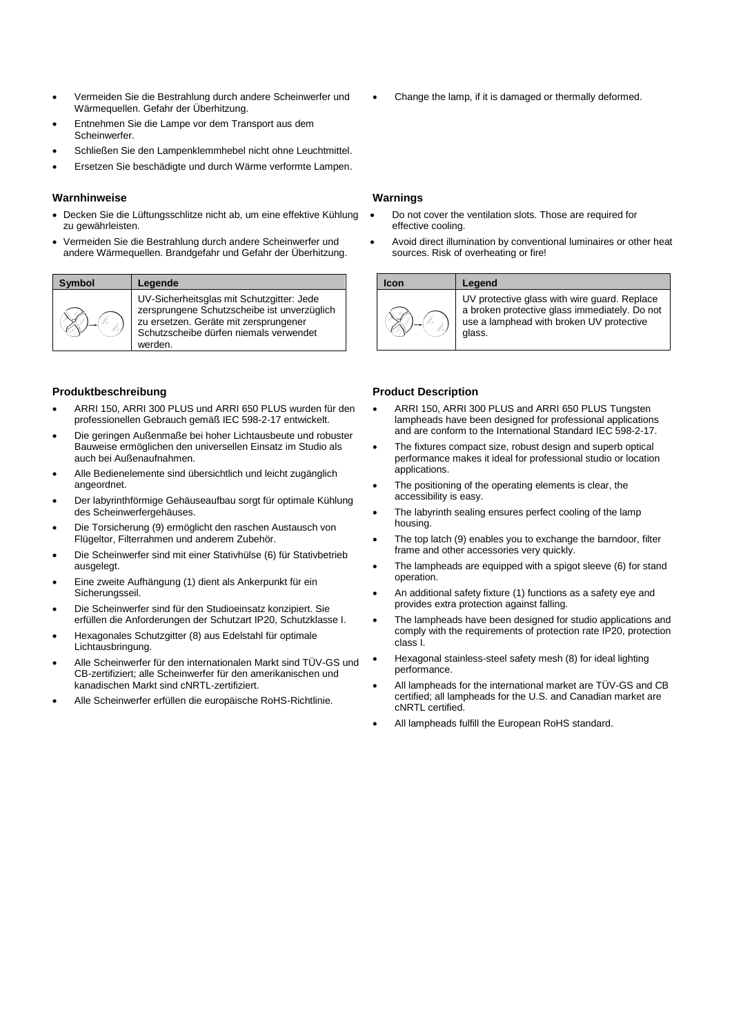- Vermeiden Sie die Bestrahlung durch andere Scheinwerfer und Wärmequellen. Gefahr der Überhitzung.
- Entnehmen Sie die Lampe vor dem Transport aus dem Scheinwerfer.
- Schließen Sie den Lampenklemmhebel nicht ohne Leuchtmittel.
- Ersetzen Sie beschädigte und durch Wärme verformte Lampen.

### Warnhinweise

- Decken Sie die Lüftungsschlitze nicht ab, um eine effektive Kühlung zu gewährleisten.
- Vermeiden Sie die Bestrahlung durch andere Scheinwerfer und andere Wärmequellen. Brandgefahr und Gefahr der Überhitzung.

| Symbol | Legende |
|---|---|
| | UV-Sicherheitsglas mit Schutzgitter: Jede zersprungene Schutzscheibe ist unverzüglich zu ersetzen. Geräte mit zersprungener Schutzscheibe dürfen niemals verwendet werden. |

### Produktbeschreibung

- ARRI 150, ARRI 300 PLUS und ARRI 650 PLUS wurden für den professionellen Gebrauch gemäß IEC 598-2-17 entwickelt.
- Die geringen Außenmaße bei hoher Lichtausbeute und robuster Bauweise ermöglichen den universellen Einsatz im Studio als auch bei Außenaufnahmen.
- Alle Bedienelemente sind übersichtlich und leicht zugänglich angeordnet.
- Der labyrinthförmige Gehäuseaufbau sorgt für optimale Kühlung des Scheinwerfergehäuses.
- Die Torsicherung (9) ermöglicht den raschen Austausch von Flügeltor, Filterrahmen und anderem Zubehör.
- Die Scheinwerfer sind mit einer Stativhülse (6) für Stativbetrieb ausgelegt.
- Eine zweite Aufhängung (1) dient als Ankerpunkt für ein Sicherungsseil.
- Die Scheinwerfer sind für den Studioeinsatz konzipiert. Sie erfüllen die Anforderungen der Schutzart IP20, Schutzklasse I.
- Hexagonales Schutzgitter (8) aus Edelstahl für optimale Lichtausbringung.
- Alle Scheinwerfer für den internationalen Markt sind TÜV-GS und CB-zertifiziert; alle Scheinwerfer für den amerikanischen und kanadischen Markt sind cNRTL-zertifiziert.
- Alle Scheinwerfer erfüllen die europäische RoHS-Richtlinie.

- Change the lamp, if it is damaged or thermally deformed.

### Warnings

- Do not cover the ventilation slots. Those are required for effective cooling.
- Avoid direct illumination by conventional luminaires or other heat sources. Risk of overheating or fire!

| Icon | Legend |
|---|---|
| | UV protective glass with wire guard. Replace a broken protective glass immediately. Do not use a lamphead with broken UV protective glass. |

### Product Description

- ARRI 150, ARRI 300 PLUS and ARRI 650 PLUS Tungsten lampheads have been designed for professional applications and are conform to the International Standard IEC 598-2-17.
- The fixtures compact size, robust design and superb optical performance makes it ideal for professional studio or location applications.
- The positioning of the operating elements is clear, the accessibility is easy.
- The labyrinth sealing ensures perfect cooling of the lamp housing.
- The top latch (9) enables you to exchange the barndoor, filter frame and other accessories very quickly.
- The lampheads are equipped with a spigot sleeve (6) for stand operation.
- An additional safety fixture (1) functions as a safety eye and provides extra protection against falling.
- The lampheads have been designed for studio applications and comply with the requirements of protection rate IP20, protection class I.
- Hexagonal stainless-steel safety mesh (8) for ideal lighting performance.
- All lampheads for the international market are TÜV-GS and CB certified; all lampheads for the U.S. and Canadian market are cNRTL certified.
- All lampheads fulfill the European RoHS standard.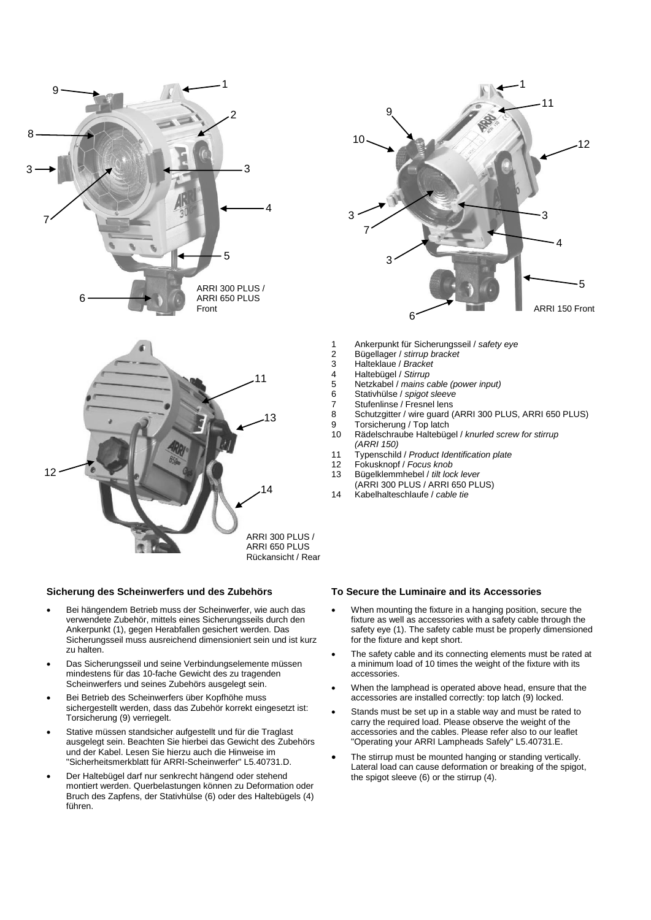ARRI 300 PLUS / ARRI 650 PLUS Front

ARRI 150 Front

ARRI 300 PLUS / ARRI 650 PLUS Rückansicht / Rear

1 Ankerpunkt für Sicherungsseil / *safety eye*
2 Bügellager / *stirrup bracket*
3 Halteklaue / *Bracket*
4 Haltebügel / *Stirrup*
5 Netzkabel / *mains cable (power input)*
6 Stativhülse / *spigot sleeve*
7 Stufenlinse / Fresnel lens
8 Schutzgitter / wire guard (ARRI 300 PLUS, ARRI 650 PLUS)
9 Torsicherung / Top latch
10 Rädelschraube Haltebügel / *knurled screw for stirrup (ARRI 150)*
11 Typenschild / *Product Identification plate*
12 Fokusknopf / *Focus knob*
13 Bügelklemmhebel / *tilt lock lever* (ARRI 300 PLUS / ARRI 650 PLUS)
14 Kabelhalteschlaufe / *cable tie*

### Sicherung des Scheinwerfers und des Zubehörs

- Bei hängendem Betrieb muss der Scheinwerfer, wie auch das verwendete Zubehör, mittels eines Sicherungsseils durch den Ankerpunkt (1), gegen Herabfallen gesichert werden. Das Sicherungsseil muss ausreichend dimensioniert sein und ist kurz zu halten.
- Das Sicherungsseil und seine Verbindungselemente müssen mindestens für das 10-fache Gewicht des zu tragenden Scheinwerfers und seines Zubehörs ausgelegt sein.
- Bei Betrieb des Scheinwerfers über Kopfhöhe muss sichergestellt werden, dass das Zubehör korrekt eingesetzt ist: Torsicherung (9) verriegelt.
- Stative müssen standsicher aufgestellt und für die Traglast ausgelegt sein. Beachten Sie hierbei das Gewicht des Zubehörs und der Kabel. Lesen Sie hierzu auch die Hinweise im "Sicherheitsmerkblatt für ARRI-Scheinwerfer" L5.40731.D.
- Der Haltebügel darf nur senkrecht hängend oder stehend montiert werden. Querbelastungen können zu Deformation oder Bruch des Zapfens, der Stativhülse (6) oder des Haltebügels (4) führen.

### To Secure the Luminaire and its Accessories

- When mounting the fixture in a hanging position, secure the fixture as well as accessories with a safety cable through the safety eye (1). The safety cable must be properly dimensioned for the fixture and kept short.
- The safety cable and its connecting elements must be rated at a minimum load of 10 times the weight of the fixture with its accessories.
- When the lamphead is operated above head, ensure that the accessories are installed correctly: top latch (9) locked.
- Stands must be set up in a stable way and must be rated to carry the required load. Please observe the weight of the accessories and the cables. Please refer also to our leaflet "Operating your ARRI Lampheads Safely" L5.40731.E.
- The stirrup must be mounted hanging or standing vertically. Lateral load can cause deformation or breaking of the spigot, the spigot sleeve (6) or the stirrup (4).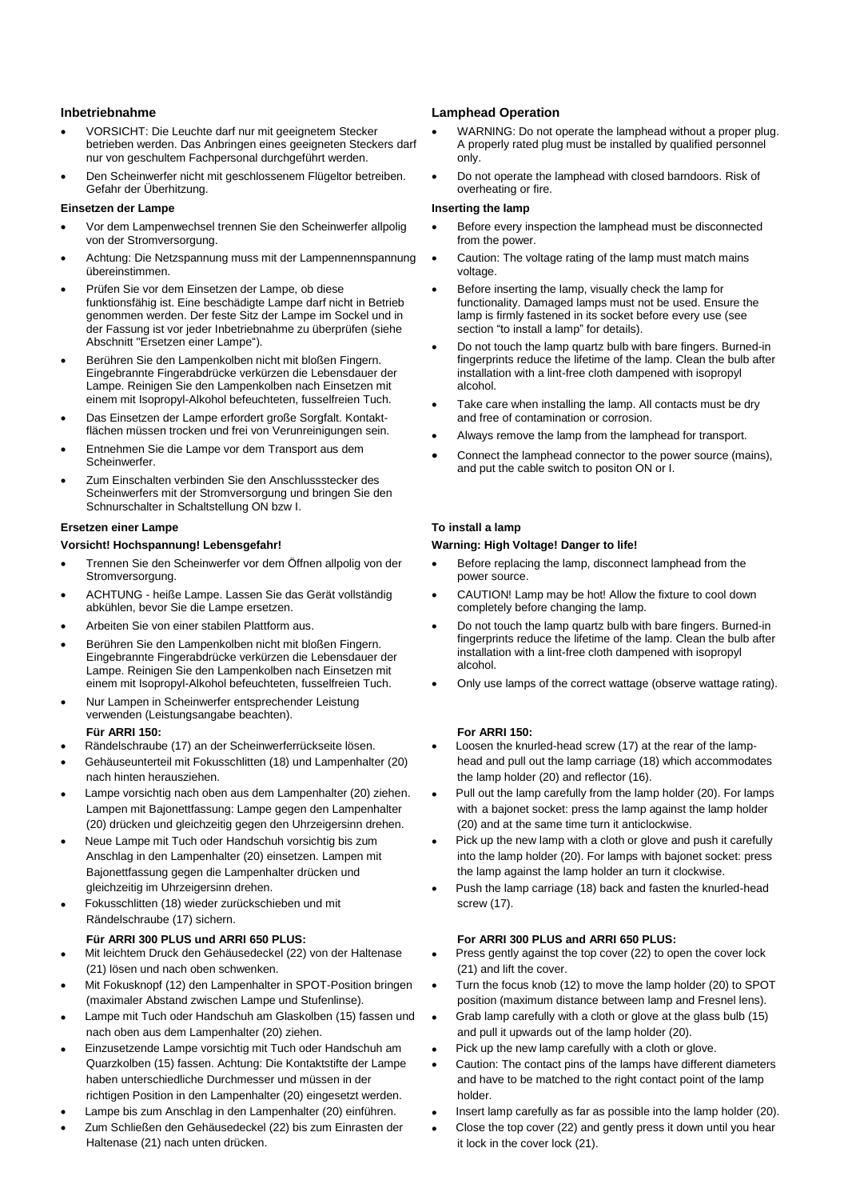## Inbetriebnahme

- VORSICHT: Die Leuchte darf nur mit geeignetem Stecker betrieben werden. Das Anbringen eines geeigneten Steckers darf nur von geschultem Fachpersonal durchgeführt werden.
- Den Scheinwerfer nicht mit geschlossenem Flügeltor betreiben. Gefahr der Überhitzung.

### Einsetzen der Lampe

- Vor dem Lampenwechsel trennen Sie den Scheinwerfer allpolig von der Stromversorgung.
- Achtung: Die Netzspannung muss mit der Lampennennspannung übereinstimmen.
- Prüfen Sie vor dem Einsetzen der Lampe, ob diese funktionsfähig ist. Eine beschädigte Lampe darf nicht in Betrieb genommen werden. Der feste Sitz der Lampe im Sockel und in der Fassung ist vor jeder Inbetriebnahme zu überprüfen (siehe Abschnitt "Ersetzen einer Lampe“).
- Berühren Sie den Lampenkolben nicht mit bloßen Fingern. Eingebrannte Fingerabdrücke verkürzen die Lebensdauer der Lampe. Reinigen Sie den Lampenkolben nach Einsetzen mit einem mit Isopropyl-Alkohol befeuchteten, fusselfreien Tuch.
- Das Einsetzen der Lampe erfordert große Sorgfalt. Kontaktflächen müssen trocken und frei von Verunreinigungen sein.
- Entnehmen Sie die Lampe vor dem Transport aus dem Scheinwerfer.
- Zum Einschalten verbinden Sie den Anschlussstecker des Scheinwerfers mit der Stromversorgung und bringen Sie den Schnurschalter in Schaltstellung ON bzw I.

### Ersetzen einer Lampe

**Vorsicht! Hochspannung! Lebensgefahr!**

- Trennen Sie den Scheinwerfer vor dem Öffnen allpolig von der Stromversorgung.
- ACHTUNG - heiße Lampe. Lassen Sie das Gerät vollständig abkühlen, bevor Sie die Lampe ersetzen.
- Arbeiten Sie von einer stabilen Plattform aus.
- Berühren Sie den Lampenkolben nicht mit bloßen Fingern. Eingebrannte Fingerabdrücke verkürzen die Lebensdauer der Lampe. Reinigen Sie den Lampenkolben nach Einsetzen mit einem mit Isopropyl-Alkohol befeuchteten, fusselfreien Tuch.
- Nur Lampen in Scheinwerfer entsprechender Leistung verwenden (Leistungsangabe beachten).

**Für ARRI 150:**

- Rändelschraube (17) an der Scheinwerferrückseite lösen.
- Gehäuseunterteil mit Fokusschlitten (18) und Lampenhalter (20) nach hinten herausziehen.
- Lampe vorsichtig nach oben aus dem Lampenhalter (20) ziehen. Lampen mit Bajonettfassung: Lampe gegen den Lampenhalter (20) drücken und gleichzeitig gegen den Uhrzeigersinn drehen.
- Neue Lampe mit Tuch oder Handschuh vorsichtig bis zum Anschlag in den Lampenhalter (20) einsetzen. Lampen mit Bajonettfassung gegen die Lampenhalter drücken und gleichzeitig im Uhrzeigersinn drehen.
- Fokusschlitten (18) wieder zurückschieben und mit Rändelschraube (17) sichern.

**Für ARRI 300 PLUS und ARRI 650 PLUS:**

- Mit leichtem Druck den Gehäusedeckel (22) von der Haltenase (21) lösen und nach oben schwenken.
- Mit Fokusknopf (12) den Lampenhalter in SPOT-Position bringen (maximaler Abstand zwischen Lampe und Stufenlinse).
- Lampe mit Tuch oder Handschuh am Glaskolben (15) fassen und nach oben aus dem Lampenhalter (20) ziehen.
- Einzusetzende Lampe vorsichtig mit Tuch oder Handschuh am Quarzkolben (15) fassen. Achtung: Die Kontaktstifte der Lampe haben unterschiedliche Durchmesser und müssen in der richtigen Position in den Lampenhalter (20) eingesetzt werden.
- Lampe bis zum Anschlag in den Lampenhalter (20) einführen.
- Zum Schließen den Gehäusedeckel (22) bis zum Einrasten der Haltenase (21) nach unten drücken.

## Lamphead Operation

- WARNING: Do not operate the lamphead without a proper plug. A properly rated plug must be installed by qualified personnel only.
- Do not operate the lamphead with closed barndoors. Risk of overheating or fire.

### Inserting the lamp

- Before every inspection the lamphead must be disconnected from the power.
- Caution: The voltage rating of the lamp must match mains voltage.
- Before inserting the lamp, visually check the lamp for functionality. Damaged lamps must not be used. Ensure the lamp is firmly fastened in its socket before every use (see section “to install a lamp" for details).
- Do not touch the lamp quartz bulb with bare fingers. Burned-in fingerprints reduce the lifetime of the lamp. Clean the bulb after installation with a lint-free cloth dampened with isopropyl alcohol.
- Take care when installing the lamp. All contacts must be dry and free of contamination or corrosion.
- Always remove the lamp from the lamphead for transport.
- Connect the lamphead connector to the power source (mains), and put the cable switch to positon ON or I.

### To install a lamp

**Warning: High Voltage! Danger to life!**

- Before replacing the lamp, disconnect lamphead from the power source.
- CAUTION! Lamp may be hot! Allow the fixture to cool down completely before changing the lamp.
- Do not touch the lamp quartz bulb with bare fingers. Burned-in fingerprints reduce the lifetime of the lamp. Clean the bulb after installation with a lint-free cloth dampened with isopropyl alcohol.
- Only use lamps of the correct wattage (observe wattage rating).

**For ARRI 150:**

- Loosen the knurled-head screw (17) at the rear of the lamphead and pull out the lamp carriage (18) which accommodates the lamp holder (20) and reflector (16).
- Pull out the lamp carefully from the lamp holder (20). For lamps with a bajonet socket: press the lamp against the lamp holder (20) and at the same time turn it anticlockwise.
- Pick up the new lamp with a cloth or glove and push it carefully into the lamp holder (20). For lamps with bajonet socket: press the lamp against the lamp holder an turn it clockwise.
- Push the lamp carriage (18) back and fasten the knurled-head screw (17).

**For ARRI 300 PLUS and ARRI 650 PLUS:**

- Press gently against the top cover (22) to open the cover lock (21) and lift the cover.
- Turn the focus knob (12) to move the lamp holder (20) to SPOT position (maximum distance between lamp and Fresnel lens).
- Grab lamp carefully with a cloth or glove at the glass bulb (15) and pull it upwards out of the lamp holder (20).
- Pick up the new lamp carefully with a cloth or glove.
- Caution: The contact pins of the lamps have different diameters and have to be matched to the right contact point of the lamp holder.
- Insert lamp carefully as far as possible into the lamp holder (20).
- Close the top cover (22) and gently press it down until you hear it lock in the cover lock (21).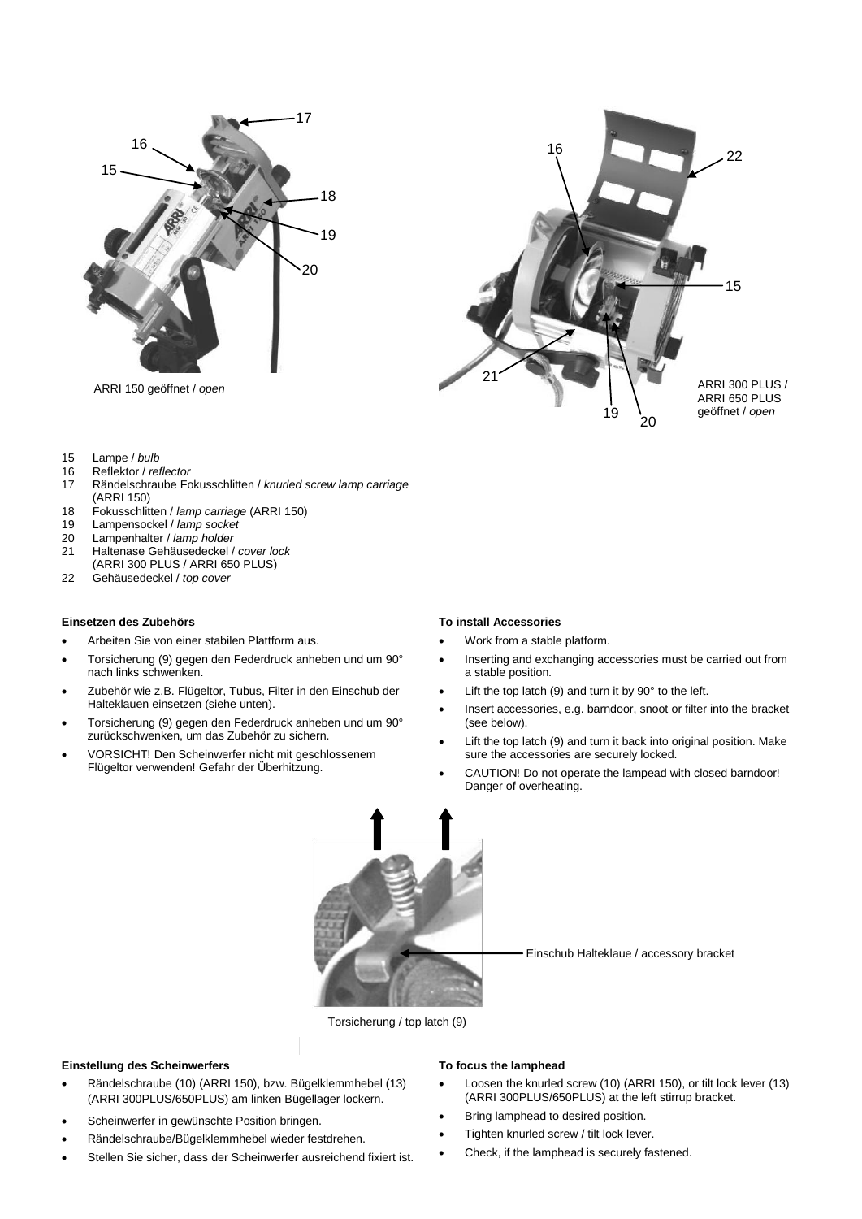ARRI 150 geöffnet / *open*

ARRI 300 PLUS / ARRI 650 PLUS geöffnet / *open*

15 Lampe / *bulb*
16 Reflektor / *reflector*
17 Rändelschraube Fokusschlitten / *knurled screw lamp carriage* (ARRI 150)
18 Fokusschlitten / *lamp carriage* (ARRI 150)
19 Lampensockel / *lamp socket*
20 Lampenhalter / *lamp holder*
21 Haltenase Gehäusedeckel / *cover lock* (ARRI 300 PLUS / ARRI 650 PLUS)
22 Gehäusedeckel / *top cover*

**Einsetzen des Zubehörs**

- Arbeiten Sie von einer stabilen Plattform aus.
- Torsicherung (9) gegen den Federdruck anheben und um 90° nach links schwenken.
- Zubehör wie z.B. Flügeltor, Tubus, Filter in den Einschub der Halteklauen einsetzen (siehe unten).
- Torsicherung (9) gegen den Federdruck anheben und um 90° zurückschwenken, um das Zubehör zu sichern.
- VORSICHT! Den Scheinwerfer nicht mit geschlossenem Flügeltor verwenden! Gefahr der Überhitzung.

**To install Accessories**

- Work from a stable platform.
- Inserting and exchanging accessories must be carried out from a stable position.
- Lift the top latch (9) and turn it by 90° to the left.
- Insert accessories, e.g. barndoor, snoot or filter into the bracket (see below).
- Lift the top latch (9) and turn it back into original position. Make sure the accessories are securely locked.
- CAUTION! Do not operate the lampead with closed barndoor! Danger of overheating.

Einschub Halteklaue / accessory bracket

Torsicherung / top latch (9)

**Einstellung des Scheinwerfers**

- Rändelschraube (10) (ARRI 150), bzw. Bügelklemmhebel (13) (ARRI 300PLUS/650PLUS) am linken Bügellager lockern.
- Scheinwerfer in gewünschte Position bringen.
- Rändelschraube/Bügelklemmhebel wieder festdrehen.
- Stellen Sie sicher, dass der Scheinwerfer ausreichend fixiert ist.

**To focus the lamphead**

- Loosen the knurled screw (10) (ARRI 150), or tilt lock lever (13) (ARRI 300PLUS/650PLUS) at the left stirrup bracket.
- Bring lamphead to desired position.
- Tighten knurled screw / tilt lock lever.
- Check, if the lamphead is securely fastened.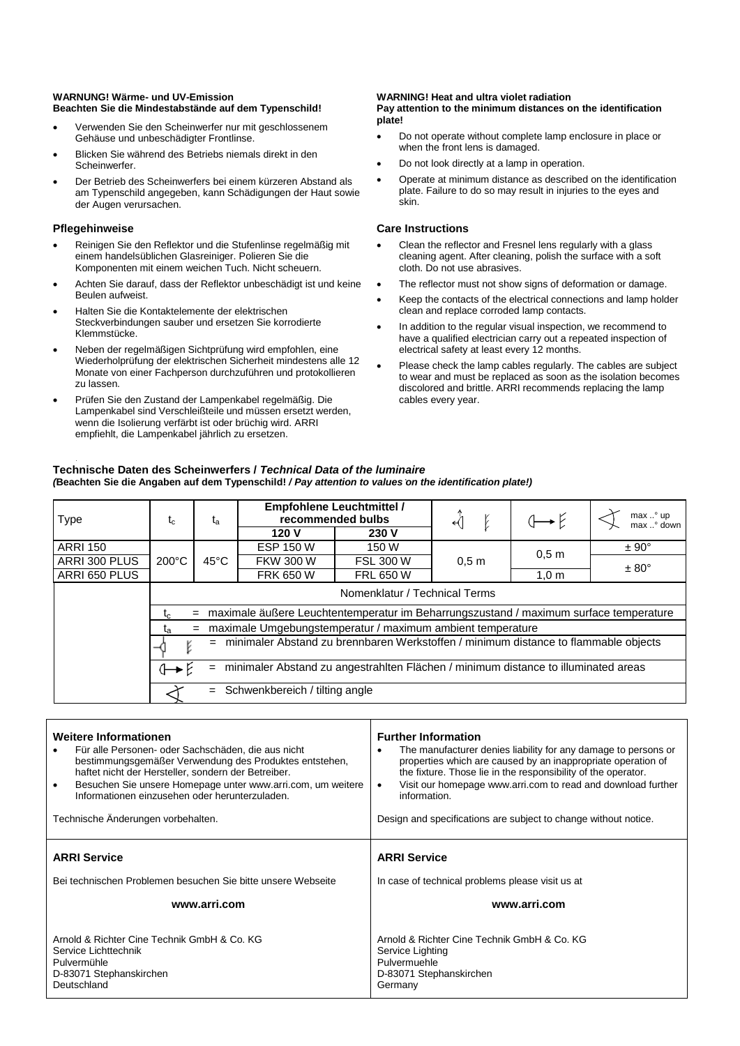**WARNUNG! Wärme- und UV-Emission**
**Beachten Sie die Mindestabstände auf dem Typenschild!**

- Verwenden Sie den Scheinwerfer nur mit geschlossenem Gehäuse und unbeschädigter Frontlinse.
- Blicken Sie während des Betriebs niemals direkt in den Scheinwerfer.
- Der Betrieb des Scheinwerfers bei einem kürzeren Abstand als am Typenschild angegeben, kann Schädigungen der Haut sowie der Augen verursachen.

### Pflegehinweise

- Reinigen Sie den Reflektor und die Stufenlinse regelmäßig mit einem handelsüblichen Glasreiniger. Polieren Sie die Komponenten mit einem weichen Tuch. Nicht scheuern.
- Achten Sie darauf, dass der Reflektor unbeschädigt ist und keine Beulen aufweist.
- Halten Sie die Kontaktelemente der elektrischen Steckverbindungen sauber und ersetzen Sie korrodierte Klemmstücke.
- Neben der regelmäßigen Sichtprüfung wird empfohlen, eine Wiederholprüfung der elektrischen Sicherheit mindestens alle 12 Monate von einer Fachperson durchzuführen und protokollieren zu lassen.
- Prüfen Sie den Zustand der Lampenkabel regelmäßig. Die Lampenkabel sind Verschleißteile und müssen ersetzt werden, wenn die Isolierung verfärbt ist oder brüchig wird. ARRI empfiehlt, die Lampenkabel jährlich zu ersetzen.

**WARNING! Heat and ultra violet radiation**
**Pay attention to the minimum distances on the identification plate!**

- Do not operate without complete lamp enclosure in place or when the front lens is damaged.
- Do not look directly at a lamp in operation.
- Operate at minimum distance as described on the identification plate. Failure to do so may result in injuries to the eyes and skin.

### Care Instructions

- Clean the reflector and Fresnel lens regularly with a glass cleaning agent. After cleaning, polish the surface with a soft cloth. Do not use abrasives.
- The reflector must not show signs of deformation or damage.
- Keep the contacts of the electrical connections and lamp holder clean and replace corroded lamp contacts.
- In addition to the regular visual inspection, we recommend to have a qualified electrician carry out a repeated inspection of electrical safety at least every 12 months.
- Please check the lamp cables regularly. The cables are subject to wear and must be replaced as soon as the isolation becomes discolored and brittle. ARRI recommends replacing the lamp cables every year.

### Technische Daten des Scheinwerfers / *Technical Data of the luminaire*

**(Beachten Sie die Angaben auf dem Typenschild! *I Pay attention to values on the identification plate!*)**

| Type | $t_c$ | $t_a$ | Empfohlene Leuchtmittel / recommended bulbs | | min. distance to flammable objects | min. distance to illuminated areas | max ..° up max ..° down |
|---|---|---|---|---|---|---|---|
| | | | 120 V | 230 V | | | |
| ARRI 150 | 200°C | 45°C | ESP 150 W | 150 W | 0,5 m | 0,5 m | ± 90° |
| ARRI 300 PLUS | | | FKW 300 W | FSL 300 W | | | ± 80° |
| ARRI 650 PLUS | | | FRK 650 W | FRL 650 W | | 1,0 m | |

Nomenklatur / Technical Terms

- $t_c$ = maximale äußere Leuchtentemperatur im Beharrungszustand / maximum surface temperature
- $t_a$ = maximale Umgebungstemperatur / maximum ambient temperature
- = minimaler Abstand zu brennbaren Werkstoffen / minimum distance to flammable objects
- = minimaler Abstand zu angestrahlten Flächen / minimum distance to illuminated areas
- = Schwenkbereich / tilting angle

### Weitere Informationen

- Für alle Personen- oder Sachschäden, die aus nicht bestimmungsgemäßer Verwendung des Produktes entstehen, haftet nicht der Hersteller, sondern der Betreiber.
- Besuchen Sie unsere Homepage unter www.arri.com, um weitere Informationen einzusehen oder herunterzuladen.

Technische Änderungen vorbehalten.

### Further Information

- The manufacturer denies liability for any damage to persons or properties which are caused by an inappropriate operation of the fixture. Those lie in the responsibility of the operator.
- Visit our homepage www.arri.com to read and download further information.

Design and specifications are subject to change without notice.

### ARRI Service

Bei technischen Problemen besuchen Sie bitte unsere Webseite

**www.arri.com**

Arnold & Richter Cine Technik GmbH & Co. KG
Service Lichttechnik
Pulvermühle
D-83071 Stephanskirchen
Deutschland

### ARRI Service

In case of technical problems please visit us at

**www.arri.com**

Arnold & Richter Cine Technik GmbH & Co. KG
Service Lighting
Pulvermuehle
D-83071 Stephanskirchen
Germany